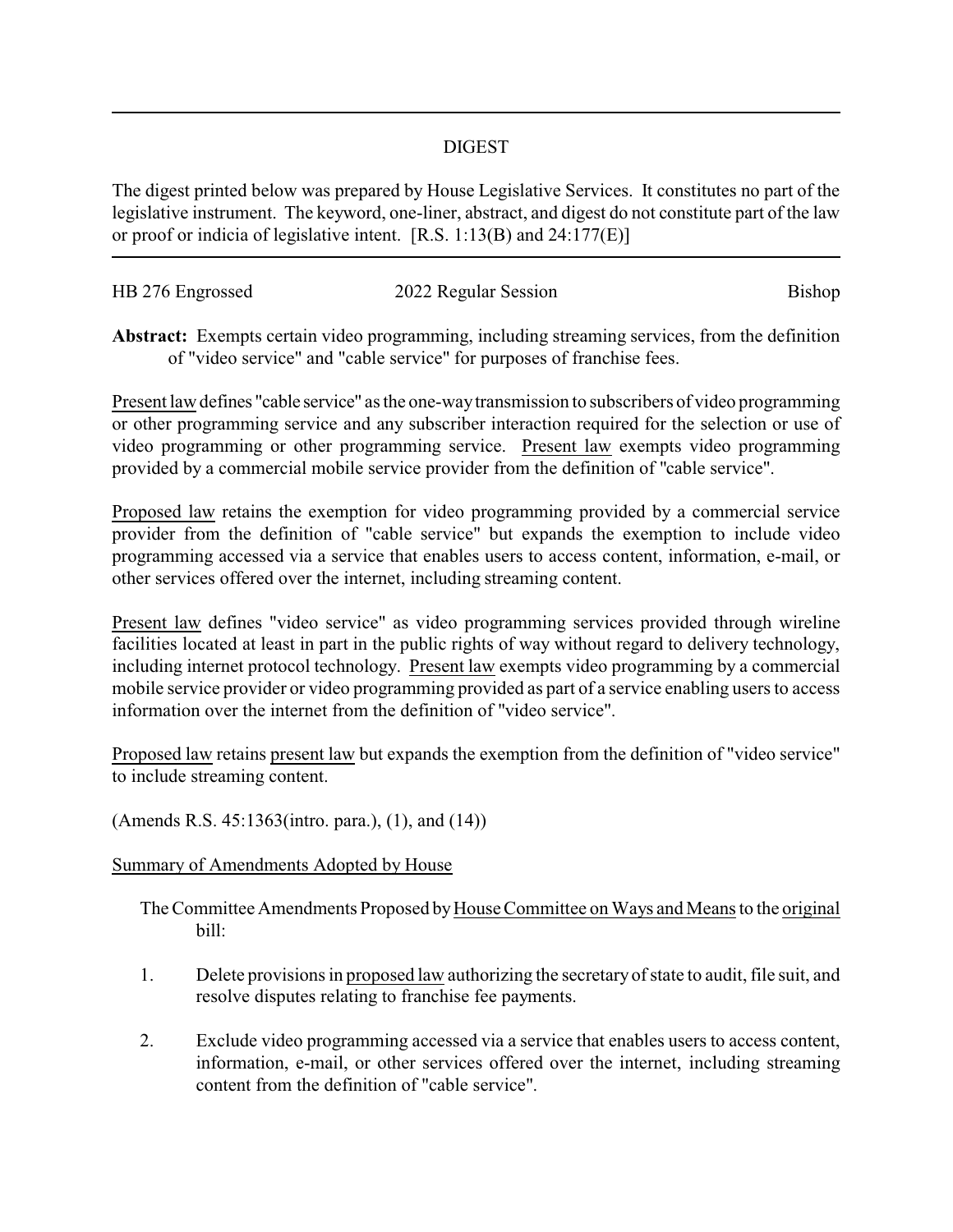## DIGEST

The digest printed below was prepared by House Legislative Services. It constitutes no part of the legislative instrument. The keyword, one-liner, abstract, and digest do not constitute part of the law or proof or indicia of legislative intent. [R.S. 1:13(B) and 24:177(E)]

HB 276 Engrossed — 2022 Regular Session — Bishop

**Abstract:** Exempts certain video programming, including streaming services, from the definition of "video service" and "cable service" for purposes of franchise fees.

Present law defines "cable service" as the one-way transmission to subscribers of video programming or other programming service and any subscriber interaction required for the selection or use of video programming or other programming service. Present law exempts video programming provided by a commercial mobile service provider from the definition of "cable service".

Proposed law retains the exemption for video programming provided by a commercial service provider from the definition of "cable service" but expands the exemption to include video programming accessed via a service that enables users to access content, information, e-mail, or other services offered over the internet, including streaming content.

Present law defines "video service" as video programming services provided through wireline facilities located at least in part in the public rights of way without regard to delivery technology, including internet protocol technology. Present law exempts video programming by a commercial mobile service provider or video programming provided as part of a service enabling users to access information over the internet from the definition of "video service".

Proposed law retains present law but expands the exemption from the definition of "video service" to include streaming content.

(Amends R.S. 45:1363(intro. para.), (1), and (14))

Summary of Amendments Adopted by House

The Committee Amendments Proposed by House Committee on Ways and Means to the original bill:

1. Delete provisions in proposed law authorizing the secretary of state to audit, file suit, and resolve disputes relating to franchise fee payments.

2. Exclude video programming accessed via a service that enables users to access content, information, e-mail, or other services offered over the internet, including streaming content from the definition of "cable service".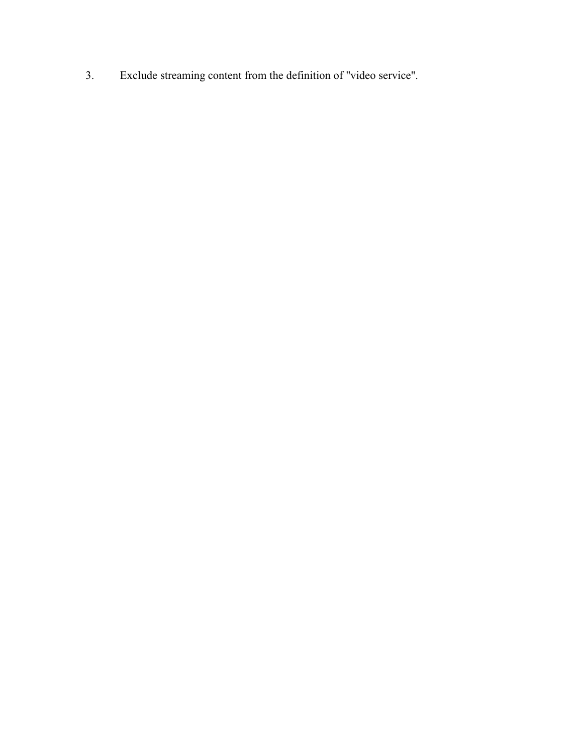3. Exclude streaming content from the definition of "video service".